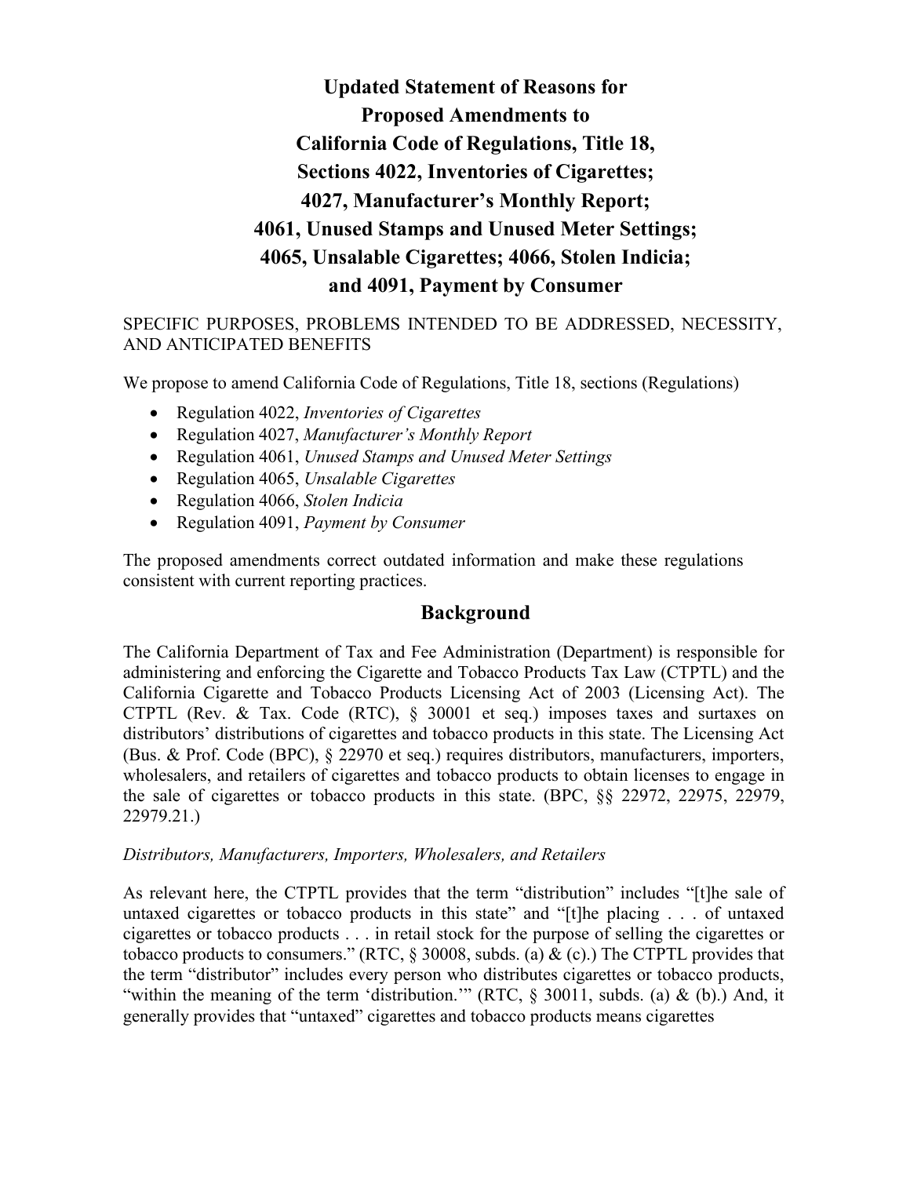# Updated Statement of Reasons for Proposed Amendments to California Code of Regulations, Title 18, Sections 4022, Inventories of Cigarettes; 4027, Manufacturer's Monthly Report; 4061, Unused Stamps and Unused Meter Settings; 4065, Unsalable Cigarettes; 4066, Stolen Indicia; and 4091, Payment by Consumer

SPECIFIC PURPOSES, PROBLEMS INTENDED TO BE ADDRESSED, NECESSITY, AND ANTICIPATED BENEFITS

We propose to amend California Code of Regulations, Title 18, sections (Regulations)

- Regulation 4022, *Inventories of Cigarettes*
- Regulation 4027, *Manufacturer's Monthly Report*
- Regulation 4061, *Unused Stamps and Unused Meter Settings*
- Regulation 4065, *Unsalable Cigarettes*
- Regulation 4066, *Stolen Indicia*
- Regulation 4091, *Payment by Consumer*

The proposed amendments correct outdated information and make these regulations consistent with current reporting practices.

## Background

The California Department of Tax and Fee Administration (Department) is responsible for administering and enforcing the Cigarette and Tobacco Products Tax Law (CTPTL) and the California Cigarette and Tobacco Products Licensing Act of 2003 (Licensing Act). The CTPTL (Rev. & Tax. Code (RTC), § 30001 et seq.) imposes taxes and surtaxes on distributors' distributions of cigarettes and tobacco products in this state. The Licensing Act (Bus. & Prof. Code (BPC), § 22970 et seq.) requires distributors, manufacturers, importers, wholesalers, and retailers of cigarettes and tobacco products to obtain licenses to engage in the sale of cigarettes or tobacco products in this state. (BPC, §§ 22972, 22975, 22979, 22979.21.)

*Distributors, Manufacturers, Importers, Wholesalers, and Retailers*

As relevant here, the CTPTL provides that the term "distribution" includes "[t]he sale of untaxed cigarettes or tobacco products in this state" and "[t]he placing . . . of untaxed cigarettes or tobacco products . . . in retail stock for the purpose of selling the cigarettes or tobacco products to consumers." (RTC, § 30008, subds. (a) & (c).) The CTPTL provides that the term "distributor" includes every person who distributes cigarettes or tobacco products, "within the meaning of the term 'distribution.'" (RTC, § 30011, subds. (a) & (b).) And, it generally provides that "untaxed" cigarettes and tobacco products means cigarettes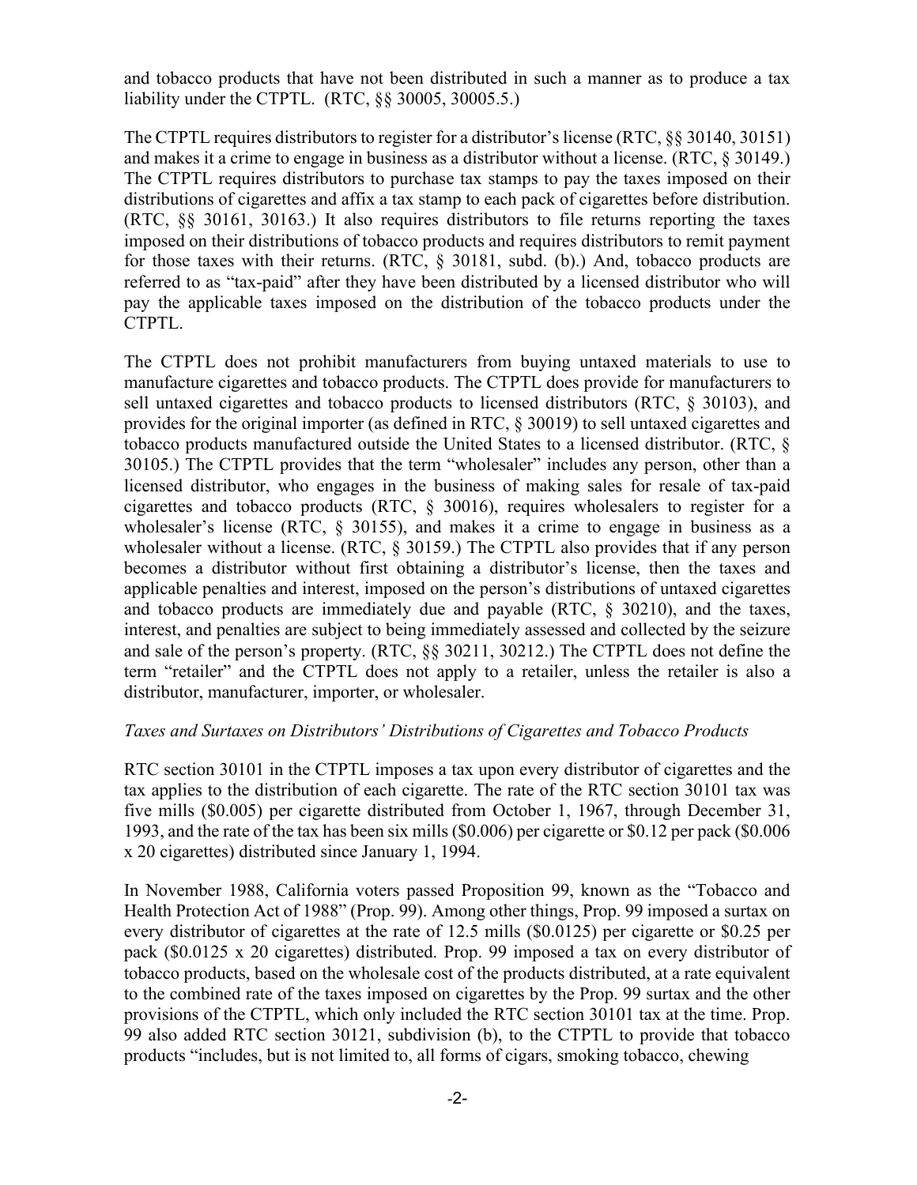and tobacco products that have not been distributed in such a manner as to produce a tax liability under the CTPTL. (RTC, §§ 30005, 30005.5.)

The CTPTL requires distributors to register for a distributor's license (RTC, §§ 30140, 30151) and makes it a crime to engage in business as a distributor without a license. (RTC, § 30149.) The CTPTL requires distributors to purchase tax stamps to pay the taxes imposed on their distributions of cigarettes and affix a tax stamp to each pack of cigarettes before distribution. (RTC, §§ 30161, 30163.) It also requires distributors to file returns reporting the taxes imposed on their distributions of tobacco products and requires distributors to remit payment for those taxes with their returns. (RTC, § 30181, subd. (b).) And, tobacco products are referred to as "tax-paid" after they have been distributed by a licensed distributor who will pay the applicable taxes imposed on the distribution of the tobacco products under the CTPTL.

The CTPTL does not prohibit manufacturers from buying untaxed materials to use to manufacture cigarettes and tobacco products. The CTPTL does provide for manufacturers to sell untaxed cigarettes and tobacco products to licensed distributors (RTC, § 30103), and provides for the original importer (as defined in RTC, § 30019) to sell untaxed cigarettes and tobacco products manufactured outside the United States to a licensed distributor. (RTC, § 30105.) The CTPTL provides that the term "wholesaler" includes any person, other than a licensed distributor, who engages in the business of making sales for resale of tax-paid cigarettes and tobacco products (RTC, § 30016), requires wholesalers to register for a wholesaler's license (RTC, § 30155), and makes it a crime to engage in business as a wholesaler without a license. (RTC, § 30159.) The CTPTL also provides that if any person becomes a distributor without first obtaining a distributor's license, then the taxes and applicable penalties and interest, imposed on the person's distributions of untaxed cigarettes and tobacco products are immediately due and payable (RTC, § 30210), and the taxes, interest, and penalties are subject to being immediately assessed and collected by the seizure and sale of the person's property. (RTC, §§ 30211, 30212.) The CTPTL does not define the term "retailer" and the CTPTL does not apply to a retailer, unless the retailer is also a distributor, manufacturer, importer, or wholesaler.

*Taxes and Surtaxes on Distributors' Distributions of Cigarettes and Tobacco Products*

RTC section 30101 in the CTPTL imposes a tax upon every distributor of cigarettes and the tax applies to the distribution of each cigarette. The rate of the RTC section 30101 tax was five mills ($0.005) per cigarette distributed from October 1, 1967, through December 31, 1993, and the rate of the tax has been six mills ($0.006) per cigarette or $0.12 per pack ($0.006 x 20 cigarettes) distributed since January 1, 1994.

In November 1988, California voters passed Proposition 99, known as the "Tobacco and Health Protection Act of 1988" (Prop. 99). Among other things, Prop. 99 imposed a surtax on every distributor of cigarettes at the rate of 12.5 mills ($0.0125) per cigarette or $0.25 per pack ($0.0125 x 20 cigarettes) distributed. Prop. 99 imposed a tax on every distributor of tobacco products, based on the wholesale cost of the products distributed, at a rate equivalent to the combined rate of the taxes imposed on cigarettes by the Prop. 99 surtax and the other provisions of the CTPTL, which only included the RTC section 30101 tax at the time. Prop. 99 also added RTC section 30121, subdivision (b), to the CTPTL to provide that tobacco products "includes, but is not limited to, all forms of cigars, smoking tobacco, chewing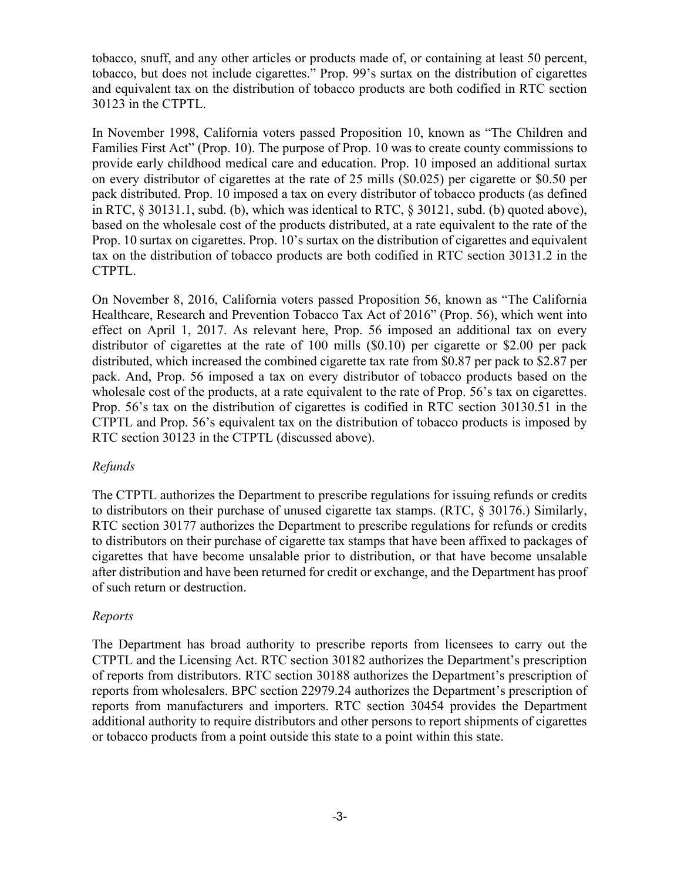tobacco, snuff, and any other articles or products made of, or containing at least 50 percent, tobacco, but does not include cigarettes." Prop. 99's surtax on the distribution of cigarettes and equivalent tax on the distribution of tobacco products are both codified in RTC section 30123 in the CTPTL.

In November 1998, California voters passed Proposition 10, known as "The Children and Families First Act" (Prop. 10). The purpose of Prop. 10 was to create county commissions to provide early childhood medical care and education. Prop. 10 imposed an additional surtax on every distributor of cigarettes at the rate of 25 mills ($0.025) per cigarette or $0.50 per pack distributed. Prop. 10 imposed a tax on every distributor of tobacco products (as defined in RTC, § 30131.1, subd. (b), which was identical to RTC, § 30121, subd. (b) quoted above), based on the wholesale cost of the products distributed, at a rate equivalent to the rate of the Prop. 10 surtax on cigarettes. Prop. 10's surtax on the distribution of cigarettes and equivalent tax on the distribution of tobacco products are both codified in RTC section 30131.2 in the CTPTL.

On November 8, 2016, California voters passed Proposition 56, known as "The California Healthcare, Research and Prevention Tobacco Tax Act of 2016" (Prop. 56), which went into effect on April 1, 2017. As relevant here, Prop. 56 imposed an additional tax on every distributor of cigarettes at the rate of 100 mills ($0.10) per cigarette or $2.00 per pack distributed, which increased the combined cigarette tax rate from $0.87 per pack to $2.87 per pack. And, Prop. 56 imposed a tax on every distributor of tobacco products based on the wholesale cost of the products, at a rate equivalent to the rate of Prop. 56's tax on cigarettes. Prop. 56's tax on the distribution of cigarettes is codified in RTC section 30130.51 in the CTPTL and Prop. 56's equivalent tax on the distribution of tobacco products is imposed by RTC section 30123 in the CTPTL (discussed above).

*Refunds*

The CTPTL authorizes the Department to prescribe regulations for issuing refunds or credits to distributors on their purchase of unused cigarette tax stamps. (RTC, § 30176.) Similarly, RTC section 30177 authorizes the Department to prescribe regulations for refunds or credits to distributors on their purchase of cigarette tax stamps that have been affixed to packages of cigarettes that have become unsalable prior to distribution, or that have become unsalable after distribution and have been returned for credit or exchange, and the Department has proof of such return or destruction.

*Reports*

The Department has broad authority to prescribe reports from licensees to carry out the CTPTL and the Licensing Act. RTC section 30182 authorizes the Department's prescription of reports from distributors. RTC section 30188 authorizes the Department's prescription of reports from wholesalers. BPC section 22979.24 authorizes the Department's prescription of reports from manufacturers and importers. RTC section 30454 provides the Department additional authority to require distributors and other persons to report shipments of cigarettes or tobacco products from a point outside this state to a point within this state.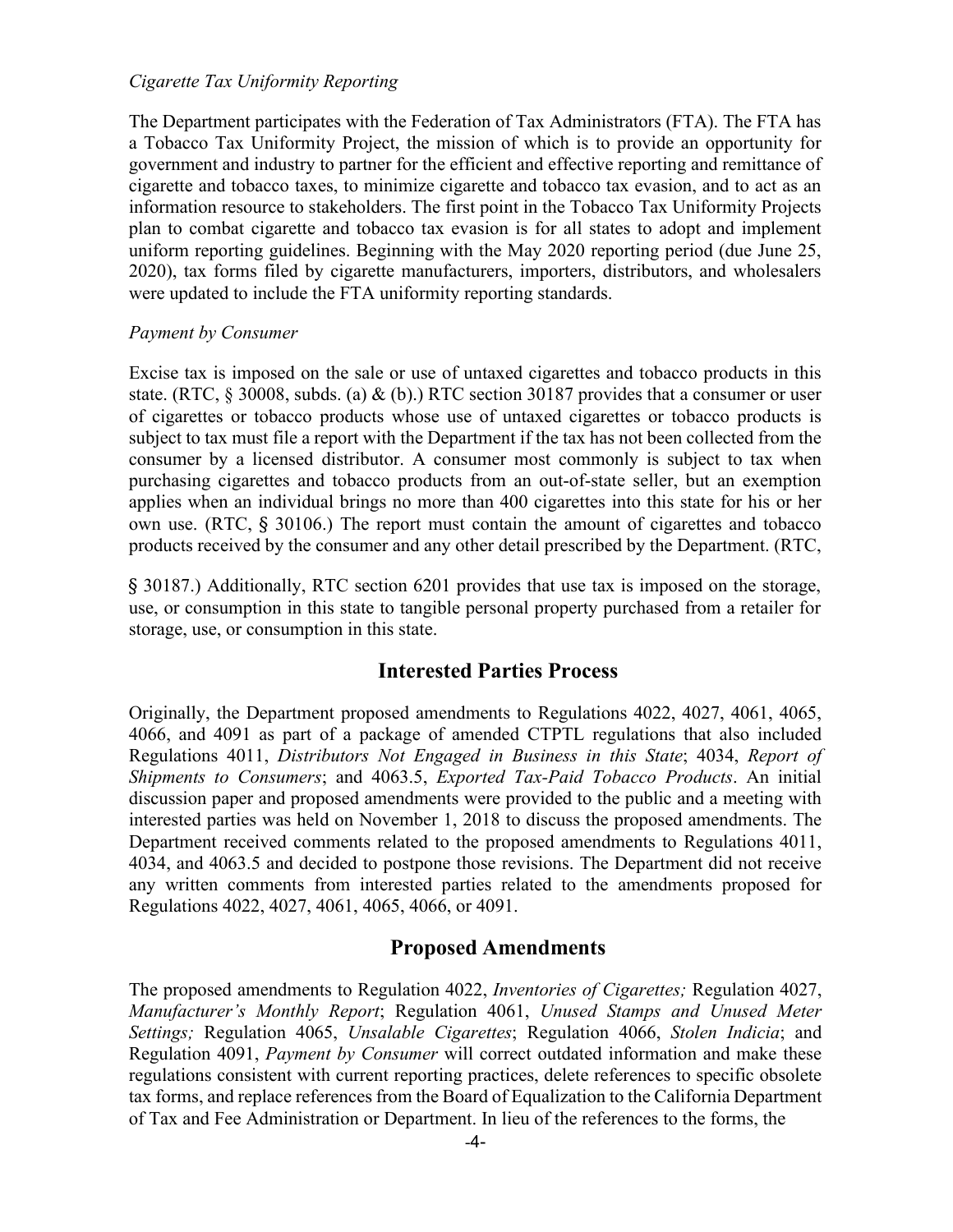*Cigarette Tax Uniformity Reporting*

The Department participates with the Federation of Tax Administrators (FTA). The FTA has a Tobacco Tax Uniformity Project, the mission of which is to provide an opportunity for government and industry to partner for the efficient and effective reporting and remittance of cigarette and tobacco taxes, to minimize cigarette and tobacco tax evasion, and to act as an information resource to stakeholders. The first point in the Tobacco Tax Uniformity Projects plan to combat cigarette and tobacco tax evasion is for all states to adopt and implement uniform reporting guidelines. Beginning with the May 2020 reporting period (due June 25, 2020), tax forms filed by cigarette manufacturers, importers, distributors, and wholesalers were updated to include the FTA uniformity reporting standards.

*Payment by Consumer*

Excise tax is imposed on the sale or use of untaxed cigarettes and tobacco products in this state. (RTC, § 30008, subds. (a) & (b).) RTC section 30187 provides that a consumer or user of cigarettes or tobacco products whose use of untaxed cigarettes or tobacco products is subject to tax must file a report with the Department if the tax has not been collected from the consumer by a licensed distributor. A consumer most commonly is subject to tax when purchasing cigarettes and tobacco products from an out-of-state seller, but an exemption applies when an individual brings no more than 400 cigarettes into this state for his or her own use. (RTC, § 30106.) The report must contain the amount of cigarettes and tobacco products received by the consumer and any other detail prescribed by the Department. (RTC, § 30187.) Additionally, RTC section 6201 provides that use tax is imposed on the storage, use, or consumption in this state to tangible personal property purchased from a retailer for storage, use, or consumption in this state.

## Interested Parties Process

Originally, the Department proposed amendments to Regulations 4022, 4027, 4061, 4065, 4066, and 4091 as part of a package of amended CTPTL regulations that also included Regulations 4011, *Distributors Not Engaged in Business in this State*; 4034, *Report of Shipments to Consumers*; and 4063.5, *Exported Tax-Paid Tobacco Products*. An initial discussion paper and proposed amendments were provided to the public and a meeting with interested parties was held on November 1, 2018 to discuss the proposed amendments. The Department received comments related to the proposed amendments to Regulations 4011, 4034, and 4063.5 and decided to postpone those revisions. The Department did not receive any written comments from interested parties related to the amendments proposed for Regulations 4022, 4027, 4061, 4065, 4066, or 4091.

## Proposed Amendments

The proposed amendments to Regulation 4022, *Inventories of Cigarettes;* Regulation 4027, *Manufacturer's Monthly Report*; Regulation 4061, *Unused Stamps and Unused Meter Settings;* Regulation 4065, *Unsalable Cigarettes*; Regulation 4066, *Stolen Indicia*; and Regulation 4091, *Payment by Consumer* will correct outdated information and make these regulations consistent with current reporting practices, delete references to specific obsolete tax forms, and replace references from the Board of Equalization to the California Department of Tax and Fee Administration or Department. In lieu of the references to the forms, the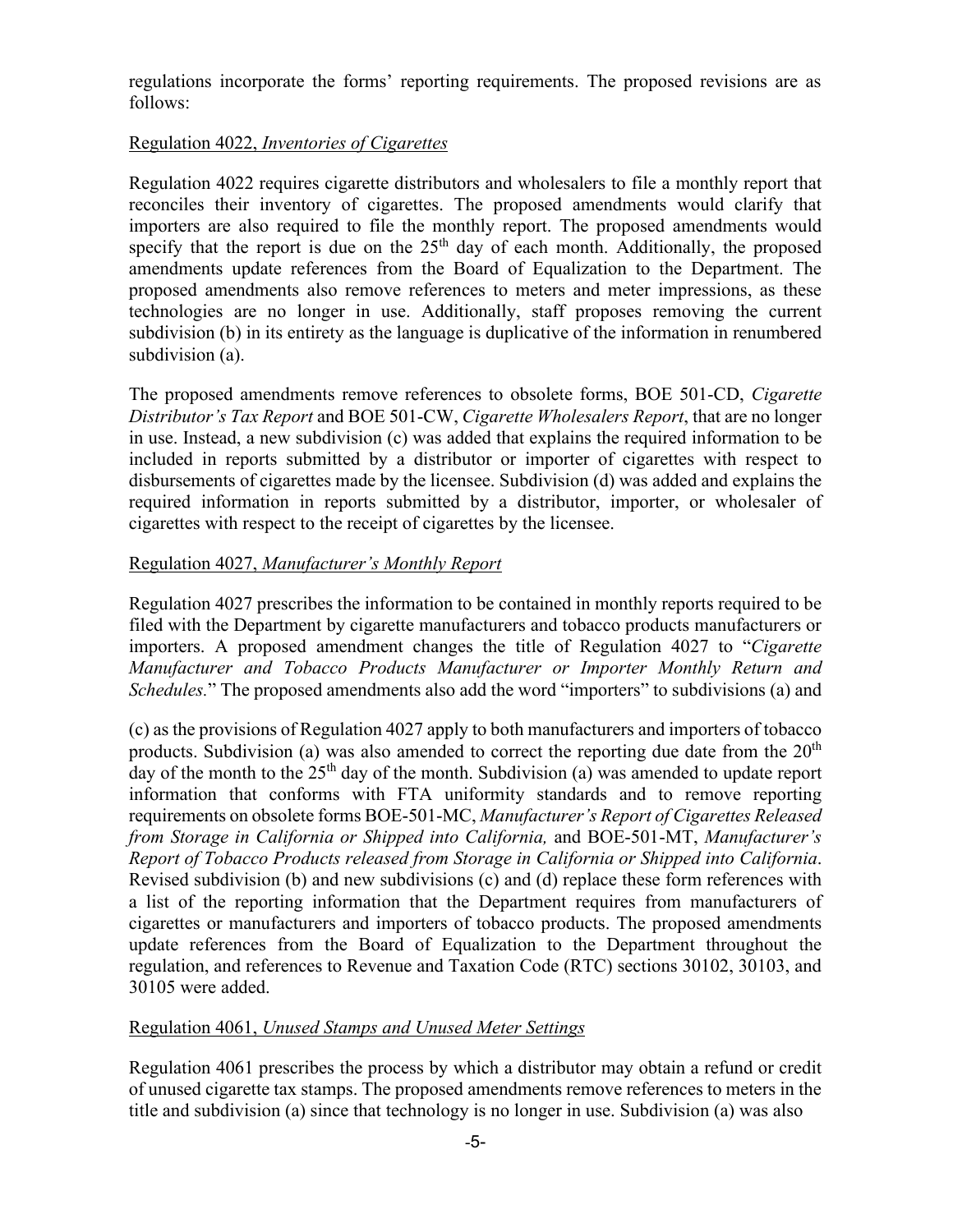regulations incorporate the forms' reporting requirements. The proposed revisions are as follows:

Regulation 4022, *Inventories of Cigarettes*

Regulation 4022 requires cigarette distributors and wholesalers to file a monthly report that reconciles their inventory of cigarettes. The proposed amendments would clarify that importers are also required to file the monthly report. The proposed amendments would specify that the report is due on the 25th day of each month. Additionally, the proposed amendments update references from the Board of Equalization to the Department. The proposed amendments also remove references to meters and meter impressions, as these technologies are no longer in use. Additionally, staff proposes removing the current subdivision (b) in its entirety as the language is duplicative of the information in renumbered subdivision (a).

The proposed amendments remove references to obsolete forms, BOE 501-CD, *Cigarette Distributor's Tax Report* and BOE 501-CW, *Cigarette Wholesalers Report*, that are no longer in use. Instead, a new subdivision (c) was added that explains the required information to be included in reports submitted by a distributor or importer of cigarettes with respect to disbursements of cigarettes made by the licensee. Subdivision (d) was added and explains the required information in reports submitted by a distributor, importer, or wholesaler of cigarettes with respect to the receipt of cigarettes by the licensee.

Regulation 4027, *Manufacturer's Monthly Report*

Regulation 4027 prescribes the information to be contained in monthly reports required to be filed with the Department by cigarette manufacturers and tobacco products manufacturers or importers. A proposed amendment changes the title of Regulation 4027 to "*Cigarette Manufacturer and Tobacco Products Manufacturer or Importer Monthly Return and Schedules.*" The proposed amendments also add the word "importers" to subdivisions (a) and (c) as the provisions of Regulation 4027 apply to both manufacturers and importers of tobacco products. Subdivision (a) was also amended to correct the reporting due date from the 20th day of the month to the 25th day of the month. Subdivision (a) was amended to update report information that conforms with FTA uniformity standards and to remove reporting requirements on obsolete forms BOE-501-MC, *Manufacturer's Report of Cigarettes Released from Storage in California or Shipped into California,* and BOE-501-MT, *Manufacturer's Report of Tobacco Products released from Storage in California or Shipped into California*. Revised subdivision (b) and new subdivisions (c) and (d) replace these form references with a list of the reporting information that the Department requires from manufacturers of cigarettes or manufacturers and importers of tobacco products. The proposed amendments update references from the Board of Equalization to the Department throughout the regulation, and references to Revenue and Taxation Code (RTC) sections 30102, 30103, and 30105 were added.

Regulation 4061, *Unused Stamps and Unused Meter Settings*

Regulation 4061 prescribes the process by which a distributor may obtain a refund or credit of unused cigarette tax stamps. The proposed amendments remove references to meters in the title and subdivision (a) since that technology is no longer in use. Subdivision (a) was also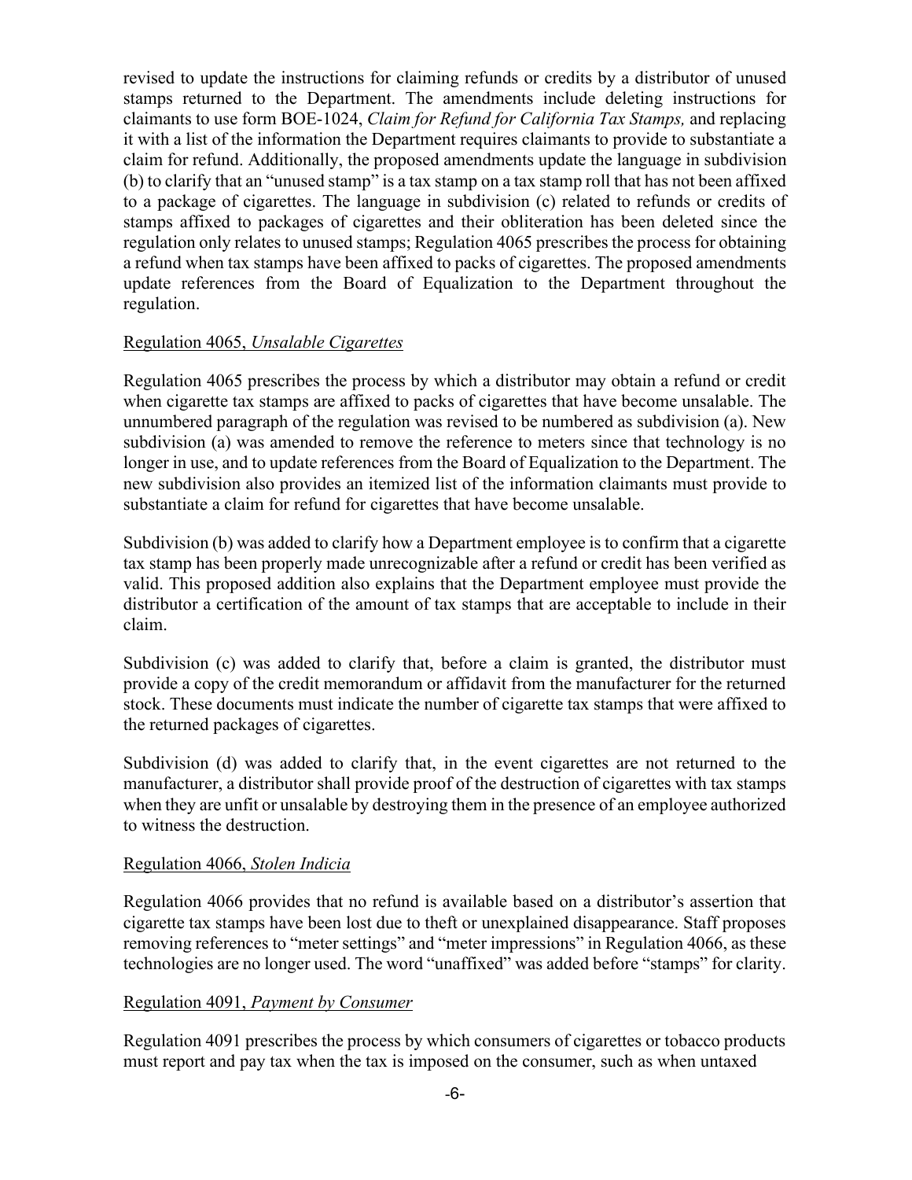revised to update the instructions for claiming refunds or credits by a distributor of unused stamps returned to the Department. The amendments include deleting instructions for claimants to use form BOE-1024, *Claim for Refund for California Tax Stamps,* and replacing it with a list of the information the Department requires claimants to provide to substantiate a claim for refund. Additionally, the proposed amendments update the language in subdivision (b) to clarify that an "unused stamp" is a tax stamp on a tax stamp roll that has not been affixed to a package of cigarettes. The language in subdivision (c) related to refunds or credits of stamps affixed to packages of cigarettes and their obliteration has been deleted since the regulation only relates to unused stamps; Regulation 4065 prescribes the process for obtaining a refund when tax stamps have been affixed to packs of cigarettes. The proposed amendments update references from the Board of Equalization to the Department throughout the regulation.

<u>Regulation 4065, *Unsalable Cigarettes*</u>

Regulation 4065 prescribes the process by which a distributor may obtain a refund or credit when cigarette tax stamps are affixed to packs of cigarettes that have become unsalable. The unnumbered paragraph of the regulation was revised to be numbered as subdivision (a). New subdivision (a) was amended to remove the reference to meters since that technology is no longer in use, and to update references from the Board of Equalization to the Department. The new subdivision also provides an itemized list of the information claimants must provide to substantiate a claim for refund for cigarettes that have become unsalable.

Subdivision (b) was added to clarify how a Department employee is to confirm that a cigarette tax stamp has been properly made unrecognizable after a refund or credit has been verified as valid. This proposed addition also explains that the Department employee must provide the distributor a certification of the amount of tax stamps that are acceptable to include in their claim.

Subdivision (c) was added to clarify that, before a claim is granted, the distributor must provide a copy of the credit memorandum or affidavit from the manufacturer for the returned stock. These documents must indicate the number of cigarette tax stamps that were affixed to the returned packages of cigarettes.

Subdivision (d) was added to clarify that, in the event cigarettes are not returned to the manufacturer, a distributor shall provide proof of the destruction of cigarettes with tax stamps when they are unfit or unsalable by destroying them in the presence of an employee authorized to witness the destruction.

<u>Regulation 4066, *Stolen Indicia*</u>

Regulation 4066 provides that no refund is available based on a distributor's assertion that cigarette tax stamps have been lost due to theft or unexplained disappearance. Staff proposes removing references to "meter settings" and "meter impressions" in Regulation 4066, as these technologies are no longer used. The word "unaffixed" was added before "stamps" for clarity.

<u>Regulation 4091, *Payment by Consumer*</u>

Regulation 4091 prescribes the process by which consumers of cigarettes or tobacco products must report and pay tax when the tax is imposed on the consumer, such as when untaxed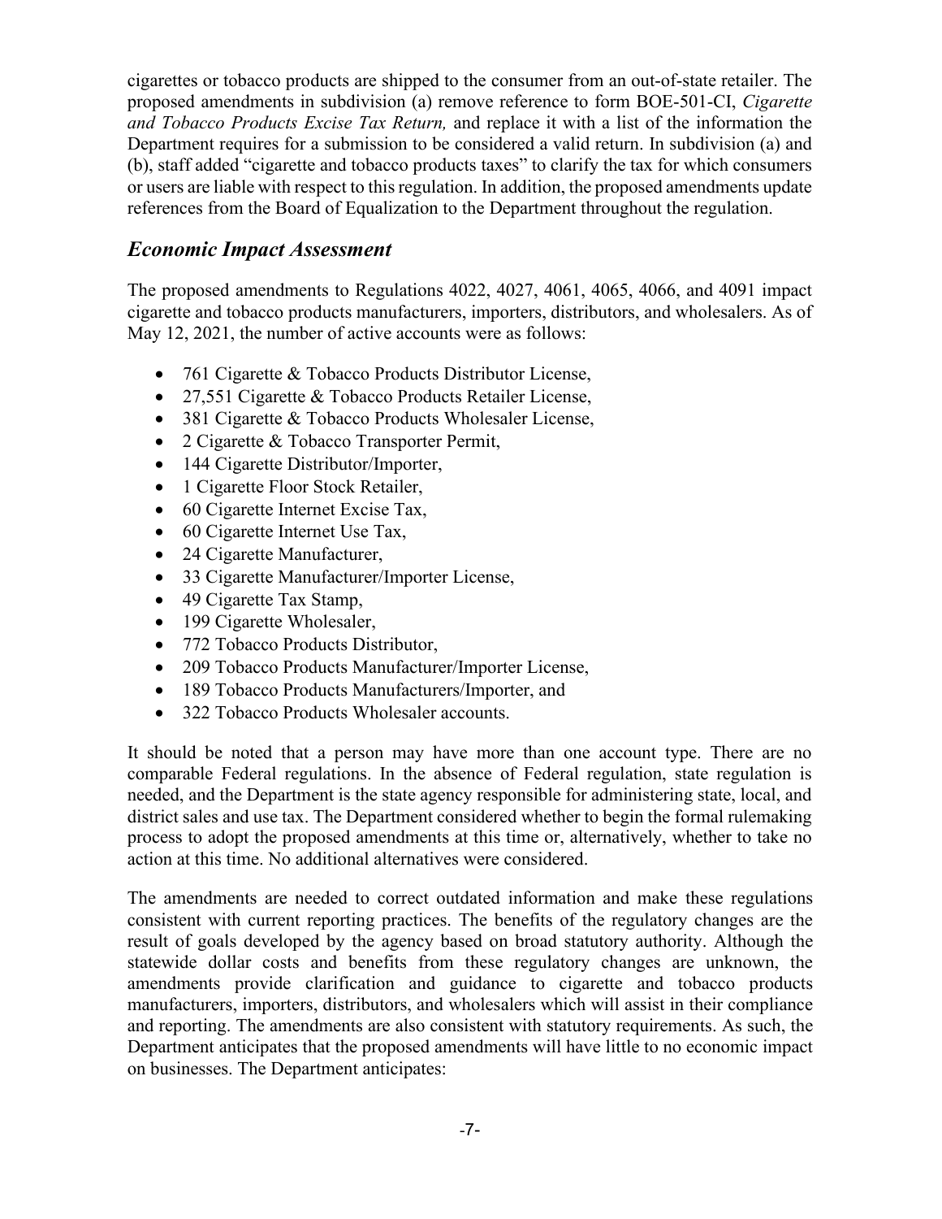cigarettes or tobacco products are shipped to the consumer from an out-of-state retailer. The proposed amendments in subdivision (a) remove reference to form BOE-501-CI, *Cigarette and Tobacco Products Excise Tax Return,* and replace it with a list of the information the Department requires for a submission to be considered a valid return. In subdivision (a) and (b), staff added "cigarette and tobacco products taxes" to clarify the tax for which consumers or users are liable with respect to this regulation. In addition, the proposed amendments update references from the Board of Equalization to the Department throughout the regulation.

## *Economic Impact Assessment*

The proposed amendments to Regulations 4022, 4027, 4061, 4065, 4066, and 4091 impact cigarette and tobacco products manufacturers, importers, distributors, and wholesalers. As of May 12, 2021, the number of active accounts were as follows:

- 761 Cigarette & Tobacco Products Distributor License,
- 27,551 Cigarette & Tobacco Products Retailer License,
- 381 Cigarette & Tobacco Products Wholesaler License,
- 2 Cigarette & Tobacco Transporter Permit,
- 144 Cigarette Distributor/Importer,
- 1 Cigarette Floor Stock Retailer,
- 60 Cigarette Internet Excise Tax,
- 60 Cigarette Internet Use Tax,
- 24 Cigarette Manufacturer,
- 33 Cigarette Manufacturer/Importer License,
- 49 Cigarette Tax Stamp,
- 199 Cigarette Wholesaler,
- 772 Tobacco Products Distributor,
- 209 Tobacco Products Manufacturer/Importer License,
- 189 Tobacco Products Manufacturers/Importer, and
- 322 Tobacco Products Wholesaler accounts.

It should be noted that a person may have more than one account type. There are no comparable Federal regulations. In the absence of Federal regulation, state regulation is needed, and the Department is the state agency responsible for administering state, local, and district sales and use tax. The Department considered whether to begin the formal rulemaking process to adopt the proposed amendments at this time or, alternatively, whether to take no action at this time. No additional alternatives were considered.

The amendments are needed to correct outdated information and make these regulations consistent with current reporting practices. The benefits of the regulatory changes are the result of goals developed by the agency based on broad statutory authority. Although the statewide dollar costs and benefits from these regulatory changes are unknown, the amendments provide clarification and guidance to cigarette and tobacco products manufacturers, importers, distributors, and wholesalers which will assist in their compliance and reporting. The amendments are also consistent with statutory requirements. As such, the Department anticipates that the proposed amendments will have little to no economic impact on businesses. The Department anticipates: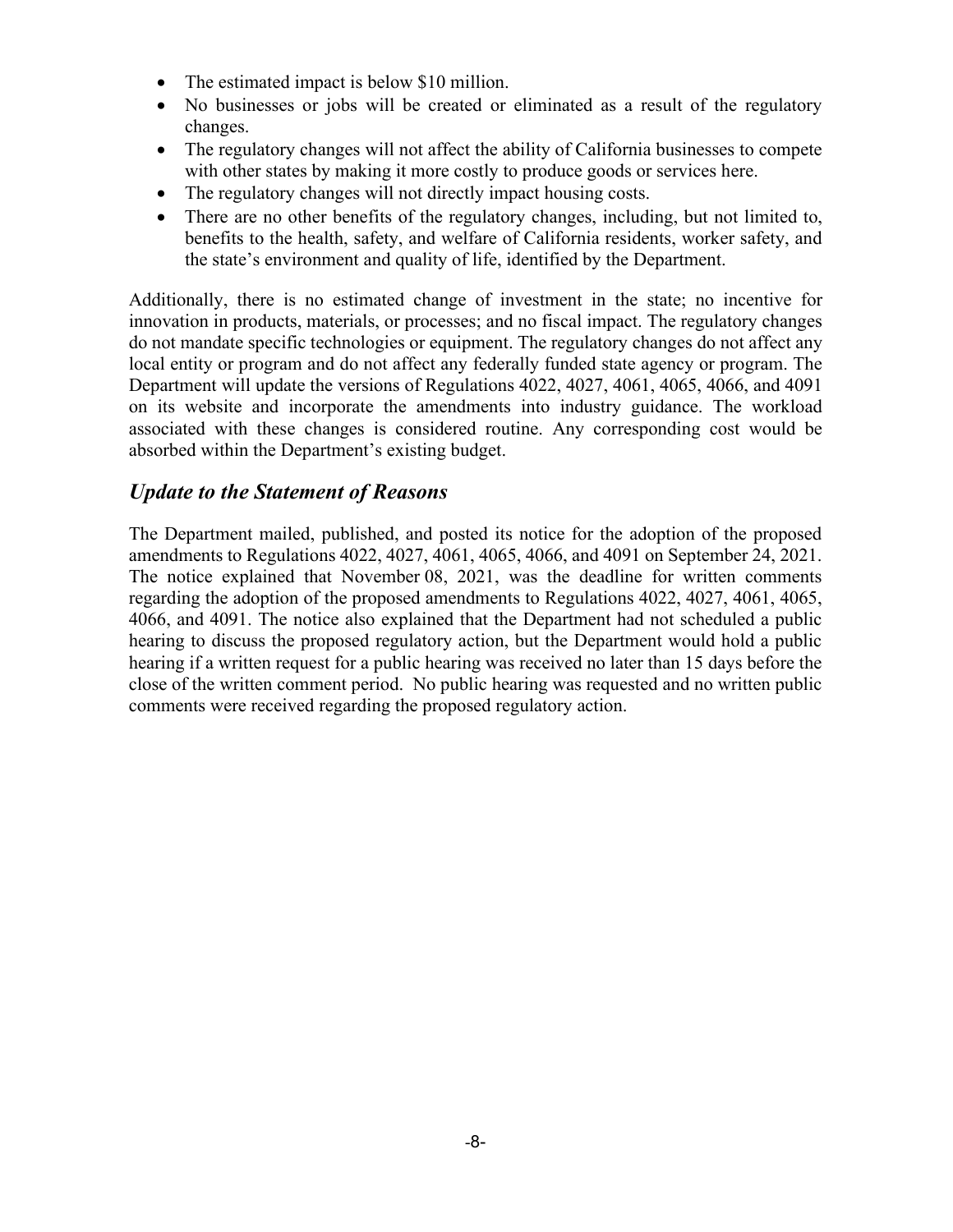- The estimated impact is below $10 million.
- No businesses or jobs will be created or eliminated as a result of the regulatory changes.
- The regulatory changes will not affect the ability of California businesses to compete with other states by making it more costly to produce goods or services here.
- The regulatory changes will not directly impact housing costs.
- There are no other benefits of the regulatory changes, including, but not limited to, benefits to the health, safety, and welfare of California residents, worker safety, and the state's environment and quality of life, identified by the Department.

Additionally, there is no estimated change of investment in the state; no incentive for innovation in products, materials, or processes; and no fiscal impact. The regulatory changes do not mandate specific technologies or equipment. The regulatory changes do not affect any local entity or program and do not affect any federally funded state agency or program. The Department will update the versions of Regulations 4022, 4027, 4061, 4065, 4066, and 4091 on its website and incorporate the amendments into industry guidance. The workload associated with these changes is considered routine. Any corresponding cost would be absorbed within the Department's existing budget.

## *Update to the Statement of Reasons*

The Department mailed, published, and posted its notice for the adoption of the proposed amendments to Regulations 4022, 4027, 4061, 4065, 4066, and 4091 on September 24, 2021. The notice explained that November 08, 2021, was the deadline for written comments regarding the adoption of the proposed amendments to Regulations 4022, 4027, 4061, 4065, 4066, and 4091. The notice also explained that the Department had not scheduled a public hearing to discuss the proposed regulatory action, but the Department would hold a public hearing if a written request for a public hearing was received no later than 15 days before the close of the written comment period. No public hearing was requested and no written public comments were received regarding the proposed regulatory action.